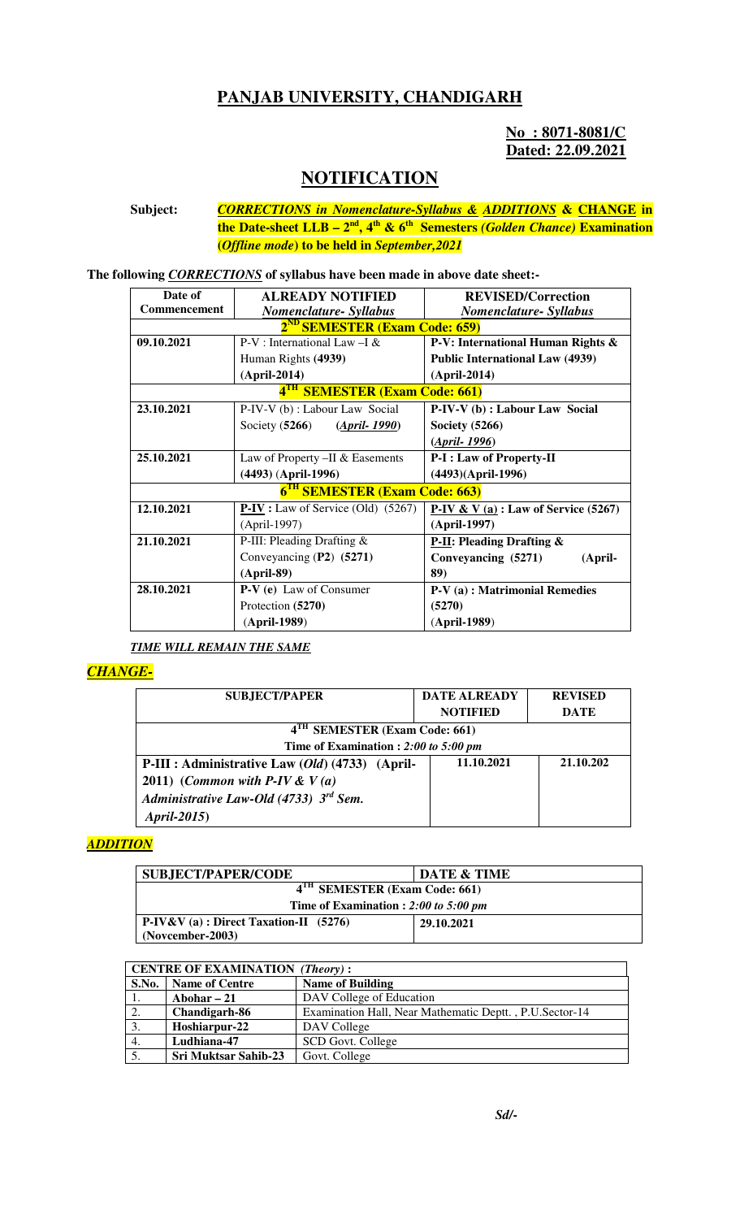# PANJAB UNIVERSITY, CHANDIGARH

**No : 8071-8081/C**
**Dated: 22.09.2021**

## NOTIFICATION

**Subject:** ***CORRECTIONS in Nomenclature-Syllabus & ADDITIONS* & CHANGE in the Date-sheet LLB – 2nd, 4th & 6th Semesters *(Golden Chance)* Examination (*Offline mode*) to be held in *September,2021***

**The following *CORRECTIONS* of syllabus have been made in above date sheet:-**

| Date of Commencement | ALREADY NOTIFIED *Nomenclature- Syllabus* | REVISED/Correction *Nomenclature- Syllabus* |
|---|---|---|
| **2ND SEMESTER (Exam Code: 659)** | | |
| **09.10.2021** | P-V : International Law –I & Human Rights (**4939**) (**April-2014**) | **P-V: International Human Rights & Public International Law (4939) (April-2014)** |
| **4TH SEMESTER (Exam Code: 661)** | | |
| **23.10.2021** | P-IV-V (b) : Labour Law Social Society (**5266**) (*April- 1990*) | **P-IV-V (b) : Labour Law Social Society (5266) (*April- 1996*)** |
| **25.10.2021** | Law of Property –II & Easements (**4493**) (**April-1996**) | **P-I : Law of Property-II (4493)(April-1996)** |
| **6TH SEMESTER (Exam Code: 663)** | | |
| **12.10.2021** | **P-IV :** Law of Service (Old) (5267) (April-1997) | **P-IV & V (a) : Law of Service (5267) (April-1997)** |
| **21.10.2021** | P-III: Pleading Drafting & Conveyancing (**P2**) (**5271**) (**April-89**) | **P-II: Pleading Drafting & Conveyancing (5271) (April-89)** |
| **28.10.2021** | **P-V (e)** Law of Consumer Protection (**5270**) (**April-1989**) | **P-V (a) : Matrimonial Remedies (5270) (April-1989)** |

***TIME WILL REMAIN THE SAME***

***CHANGE-***

| SUBJECT/PAPER | DATE ALREADY NOTIFIED | REVISED DATE |
|---|---|---|
| **4TH SEMESTER (Exam Code: 661)** | | |
| **Time of Examination : *2:00 to 5:00 pm*** | | |
| **P-III : Administrative Law (*Old*) (4733) (April-2011) (*Common with P-IV & V (a) Administrative Law-Old (4733) 3rd Sem. April-2015*)** | **11.10.2021** | **21.10.202** |

***ADDITION***

| SUBJECT/PAPER/CODE | DATE & TIME |
|---|---|
| **4TH SEMESTER (Exam Code: 661)** | |
| **Time of Examination : *2:00 to 5:00 pm*** | |
| **P-IV&V (a) : Direct Taxation-II (5276) (Novcember-2003)** | **29.10.2021** |

| **CENTRE OF EXAMINATION *(Theory)* :** | | |
|---|---|---|
| **S.No.** | **Name of Centre** | **Name of Building** |
| 1. | **Abohar – 21** | DAV College of Education |
| 2. | **Chandigarh-86** | Examination Hall, Near Mathematic Deptt. , P.U.Sector-14 |
| 3. | **Hoshiarpur-22** | DAV College |
| 4. | **Ludhiana-47** | SCD Govt. College |
| 5. | **Sri Muktsar Sahib-23** | Govt. College |

***Sd/-***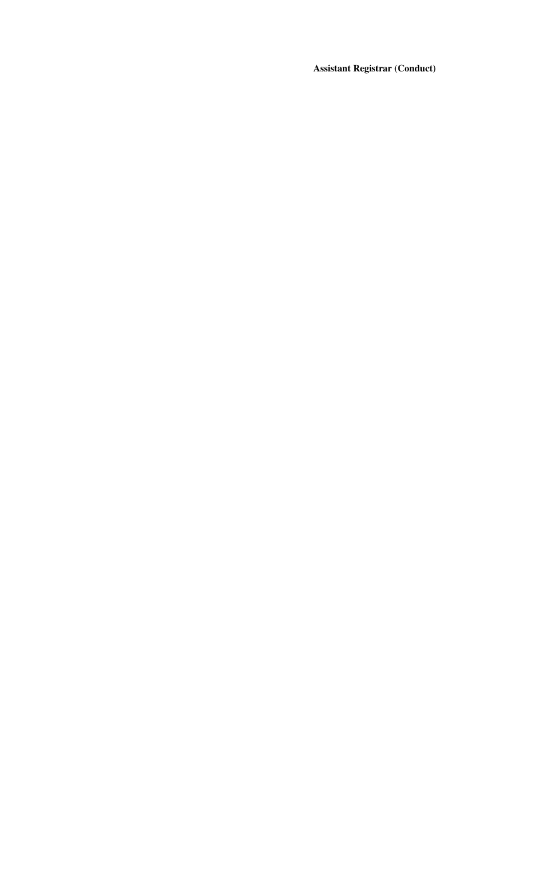**Assistant Registrar (Conduct)**